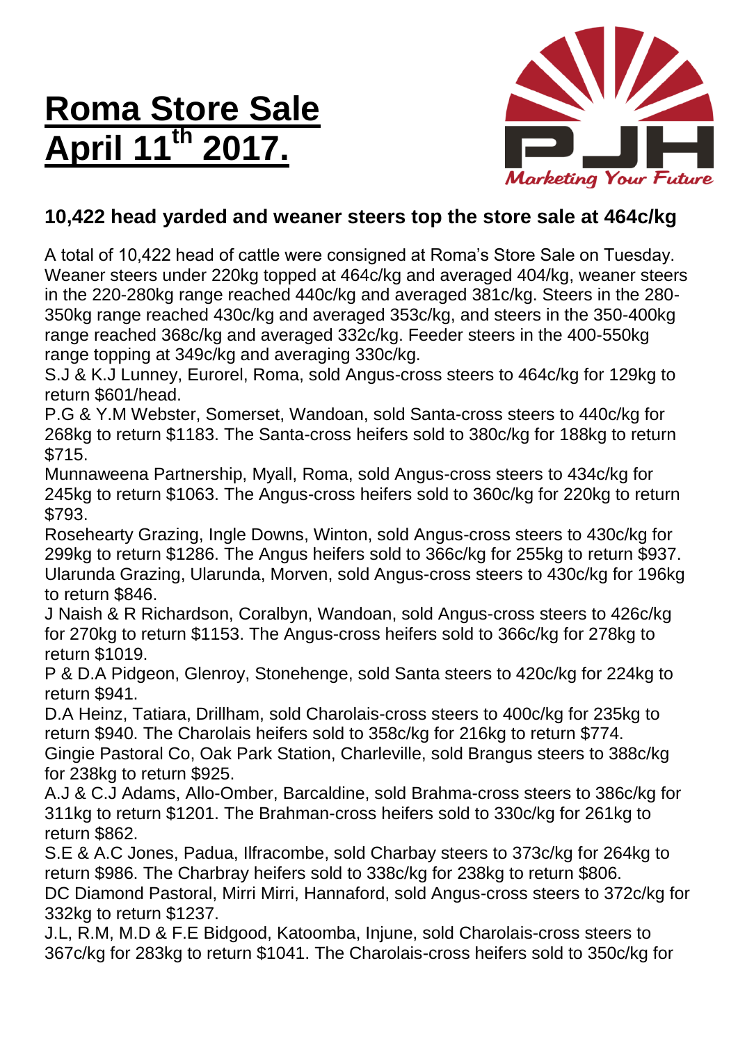# Roma Store Sale April 11th 2017.

Marketing Your Future

### 10,422 head yarded and weaner steers top the store sale at 464c/kg

A total of 10,422 head of cattle were consigned at Roma's Store Sale on Tuesday. Weaner steers under 220kg topped at 464c/kg and averaged 404/kg, weaner steers in the 220-280kg range reached 440c/kg and averaged 381c/kg. Steers in the 280-350kg range reached 430c/kg and averaged 353c/kg, and steers in the 350-400kg range reached 368c/kg and averaged 332c/kg. Feeder steers in the 400-550kg range topping at 349c/kg and averaging 330c/kg.

S.J & K.J Lunney, Eurorel, Roma, sold Angus-cross steers to 464c/kg for 129kg to return $601/head.

P.G & Y.M Webster, Somerset, Wandoan, sold Santa-cross steers to 440c/kg for 268kg to return $1183. The Santa-cross heifers sold to 380c/kg for 188kg to return $715.

Munnaweena Partnership, Myall, Roma, sold Angus-cross steers to 434c/kg for 245kg to return $1063. The Angus-cross heifers sold to 360c/kg for 220kg to return $793.

Rosehearty Grazing, Ingle Downs, Winton, sold Angus-cross steers to 430c/kg for 299kg to return $1286. The Angus heifers sold to 366c/kg for 255kg to return $937.

Ularunda Grazing, Ularunda, Morven, sold Angus-cross steers to 430c/kg for 196kg to return $846.

J Naish & R Richardson, Coralbyn, Wandoan, sold Angus-cross steers to 426c/kg for 270kg to return $1153. The Angus-cross heifers sold to 366c/kg for 278kg to return $1019.

P & D.A Pidgeon, Glenroy, Stonehenge, sold Santa steers to 420c/kg for 224kg to return $941.

D.A Heinz, Tatiara, Drillham, sold Charolais-cross steers to 400c/kg for 235kg to return $940. The Charolais heifers sold to 358c/kg for 216kg to return $774.

Gingie Pastoral Co, Oak Park Station, Charleville, sold Brangus steers to 388c/kg for 238kg to return $925.

A.J & C.J Adams, Allo-Omber, Barcaldine, sold Brahma-cross steers to 386c/kg for 311kg to return $1201. The Brahman-cross heifers sold to 330c/kg for 261kg to return $862.

S.E & A.C Jones, Padua, Ilfracombe, sold Charbay steers to 373c/kg for 264kg to return $986. The Charbray heifers sold to 338c/kg for 238kg to return $806.

DC Diamond Pastoral, Mirri Mirri, Hannaford, sold Angus-cross steers to 372c/kg for 332kg to return $1237.

J.L, R.M, M.D & F.E Bidgood, Katoomba, Injune, sold Charolais-cross steers to 367c/kg for 283kg to return $1041. The Charolais-cross heifers sold to 350c/kg for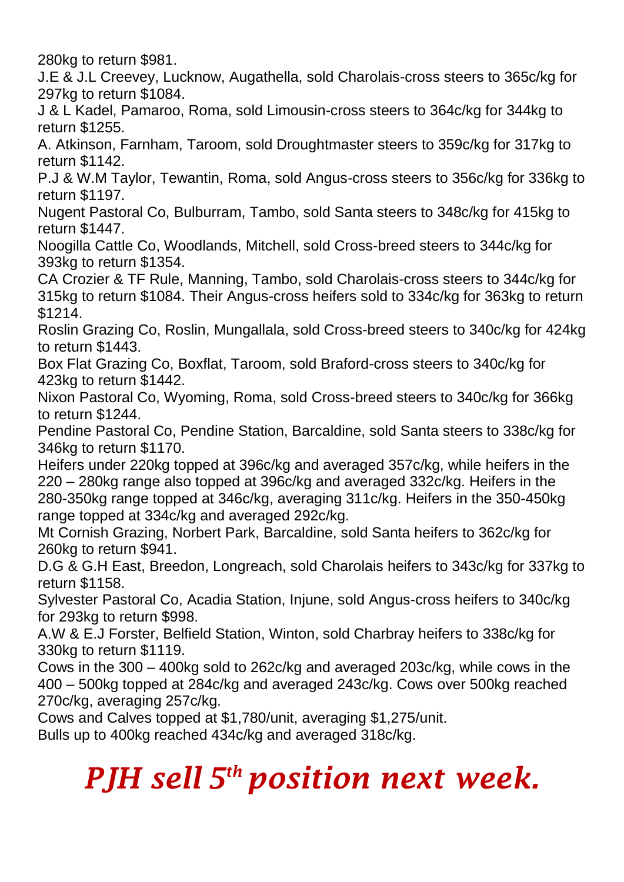280kg to return $981.

J.E & J.L Creevey, Lucknow, Augathella, sold Charolais-cross steers to 365c/kg for 297kg to return $1084.

J & L Kadel, Pamaroo, Roma, sold Limousin-cross steers to 364c/kg for 344kg to return $1255.

A. Atkinson, Farnham, Taroom, sold Droughtmaster steers to 359c/kg for 317kg to return $1142.

P.J & W.M Taylor, Tewantin, Roma, sold Angus-cross steers to 356c/kg for 336kg to return $1197.

Nugent Pastoral Co, Bulburram, Tambo, sold Santa steers to 348c/kg for 415kg to return $1447.

Noogilla Cattle Co, Woodlands, Mitchell, sold Cross-breed steers to 344c/kg for 393kg to return $1354.

CA Crozier & TF Rule, Manning, Tambo, sold Charolais-cross steers to 344c/kg for 315kg to return $1084. Their Angus-cross heifers sold to 334c/kg for 363kg to return $1214.

Roslin Grazing Co, Roslin, Mungallala, sold Cross-breed steers to 340c/kg for 424kg to return $1443.

Box Flat Grazing Co, Boxflat, Taroom, sold Braford-cross steers to 340c/kg for 423kg to return $1442.

Nixon Pastoral Co, Wyoming, Roma, sold Cross-breed steers to 340c/kg for 366kg to return $1244.

Pendine Pastoral Co, Pendine Station, Barcaldine, sold Santa steers to 338c/kg for 346kg to return $1170.

Heifers under 220kg topped at 396c/kg and averaged 357c/kg, while heifers in the 220 – 280kg range also topped at 396c/kg and averaged 332c/kg. Heifers in the 280-350kg range topped at 346c/kg, averaging 311c/kg. Heifers in the 350-450kg range topped at 334c/kg and averaged 292c/kg.

Mt Cornish Grazing, Norbert Park, Barcaldine, sold Santa heifers to 362c/kg for 260kg to return $941.

D.G & G.H East, Breedon, Longreach, sold Charolais heifers to 343c/kg for 337kg to return $1158.

Sylvester Pastoral Co, Acadia Station, Injune, sold Angus-cross heifers to 340c/kg for 293kg to return $998.

A.W & E.J Forster, Belfield Station, Winton, sold Charbray heifers to 338c/kg for 330kg to return $1119.

Cows in the 300 – 400kg sold to 262c/kg and averaged 203c/kg, while cows in the 400 – 500kg topped at 284c/kg and averaged 243c/kg. Cows over 500kg reached 270c/kg, averaging 257c/kg.

Cows and Calves topped at $1,780/unit, averaging $1,275/unit.

Bulls up to 400kg reached 434c/kg and averaged 318c/kg.

# *PJH sell 5th position next week.*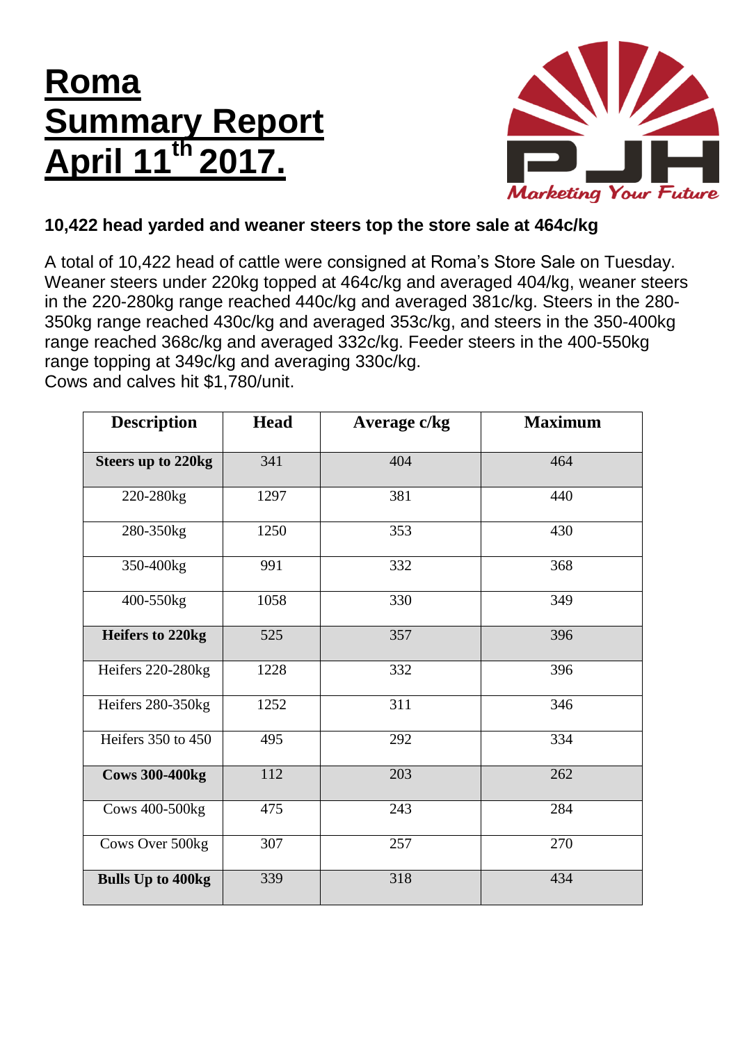# Roma Summary Report April 11th 2017.

PJH Marketing Your Future

**10,422 head yarded and weaner steers top the store sale at 464c/kg**

A total of 10,422 head of cattle were consigned at Roma's Store Sale on Tuesday. Weaner steers under 220kg topped at 464c/kg and averaged 404/kg, weaner steers in the 220-280kg range reached 440c/kg and averaged 381c/kg. Steers in the 280-350kg range reached 430c/kg and averaged 353c/kg, and steers in the 350-400kg range reached 368c/kg and averaged 332c/kg. Feeder steers in the 400-550kg range topping at 349c/kg and averaging 330c/kg.
Cows and calves hit $1,780/unit.

| Description | Head | Average c/kg | Maximum |
|---|---|---|---|
| **Steers up to 220kg** | 341 | 404 | 464 |
| 220-280kg | 1297 | 381 | 440 |
| 280-350kg | 1250 | 353 | 430 |
| 350-400kg | 991 | 332 | 368 |
| 400-550kg | 1058 | 330 | 349 |
| **Heifers to 220kg** | 525 | 357 | 396 |
| Heifers 220-280kg | 1228 | 332 | 396 |
| Heifers 280-350kg | 1252 | 311 | 346 |
| Heifers 350 to 450 | 495 | 292 | 334 |
| **Cows 300-400kg** | 112 | 203 | 262 |
| Cows 400-500kg | 475 | 243 | 284 |
| Cows Over 500kg | 307 | 257 | 270 |
| **Bulls Up to 400kg** | 339 | 318 | 434 |